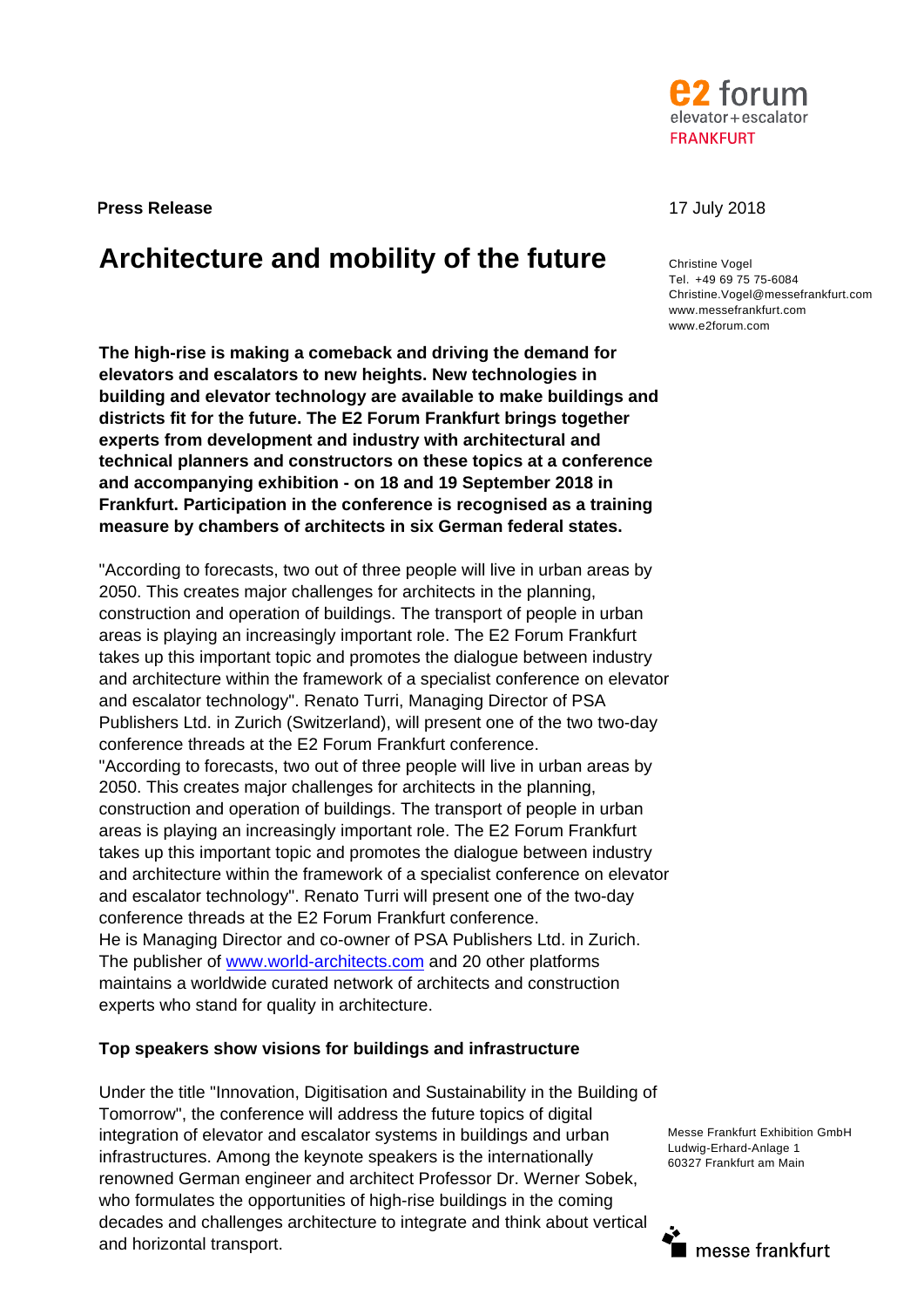e2 forum
elevator+escalator
FRANKFURT

**Press Release**

17 July 2018

# Architecture and mobility of the future

Christine Vogel
Tel. +49 69 75 75-6084
Christine.Vogel@messefrankfurt.com
www.messefrankfurt.com
www.e2forum.com

**The high-rise is making a comeback and driving the demand for elevators and escalators to new heights. New technologies in building and elevator technology are available to make buildings and districts fit for the future. The E2 Forum Frankfurt brings together experts from development and industry with architectural and technical planners and constructors on these topics at a conference and accompanying exhibition - on 18 and 19 September 2018 in Frankfurt. Participation in the conference is recognised as a training measure by chambers of architects in six German federal states.**

"According to forecasts, two out of three people will live in urban areas by 2050. This creates major challenges for architects in the planning, construction and operation of buildings. The transport of people in urban areas is playing an increasingly important role. The E2 Forum Frankfurt takes up this important topic and promotes the dialogue between industry and architecture within the framework of a specialist conference on elevator and escalator technology". Renato Turri, Managing Director of PSA Publishers Ltd. in Zurich (Switzerland), will present one of the two two-day conference threads at the E2 Forum Frankfurt conference.
"According to forecasts, two out of three people will live in urban areas by 2050. This creates major challenges for architects in the planning, construction and operation of buildings. The transport of people in urban areas is playing an increasingly important role. The E2 Forum Frankfurt takes up this important topic and promotes the dialogue between industry and architecture within the framework of a specialist conference on elevator and escalator technology". Renato Turri will present one of the two-day conference threads at the E2 Forum Frankfurt conference.
He is Managing Director and co-owner of PSA Publishers Ltd. in Zurich. The publisher of www.world-architects.com and 20 other platforms maintains a worldwide curated network of architects and construction experts who stand for quality in architecture.

## Top speakers show visions for buildings and infrastructure

Under the title "Innovation, Digitisation and Sustainability in the Building of Tomorrow", the conference will address the future topics of digital integration of elevator and escalator systems in buildings and urban infrastructures. Among the keynote speakers is the internationally renowned German engineer and architect Professor Dr. Werner Sobek, who formulates the opportunities of high-rise buildings in the coming decades and challenges architecture to integrate and think about vertical and horizontal transport.

Messe Frankfurt Exhibition GmbH
Ludwig-Erhard-Anlage 1
60327 Frankfurt am Main

messe frankfurt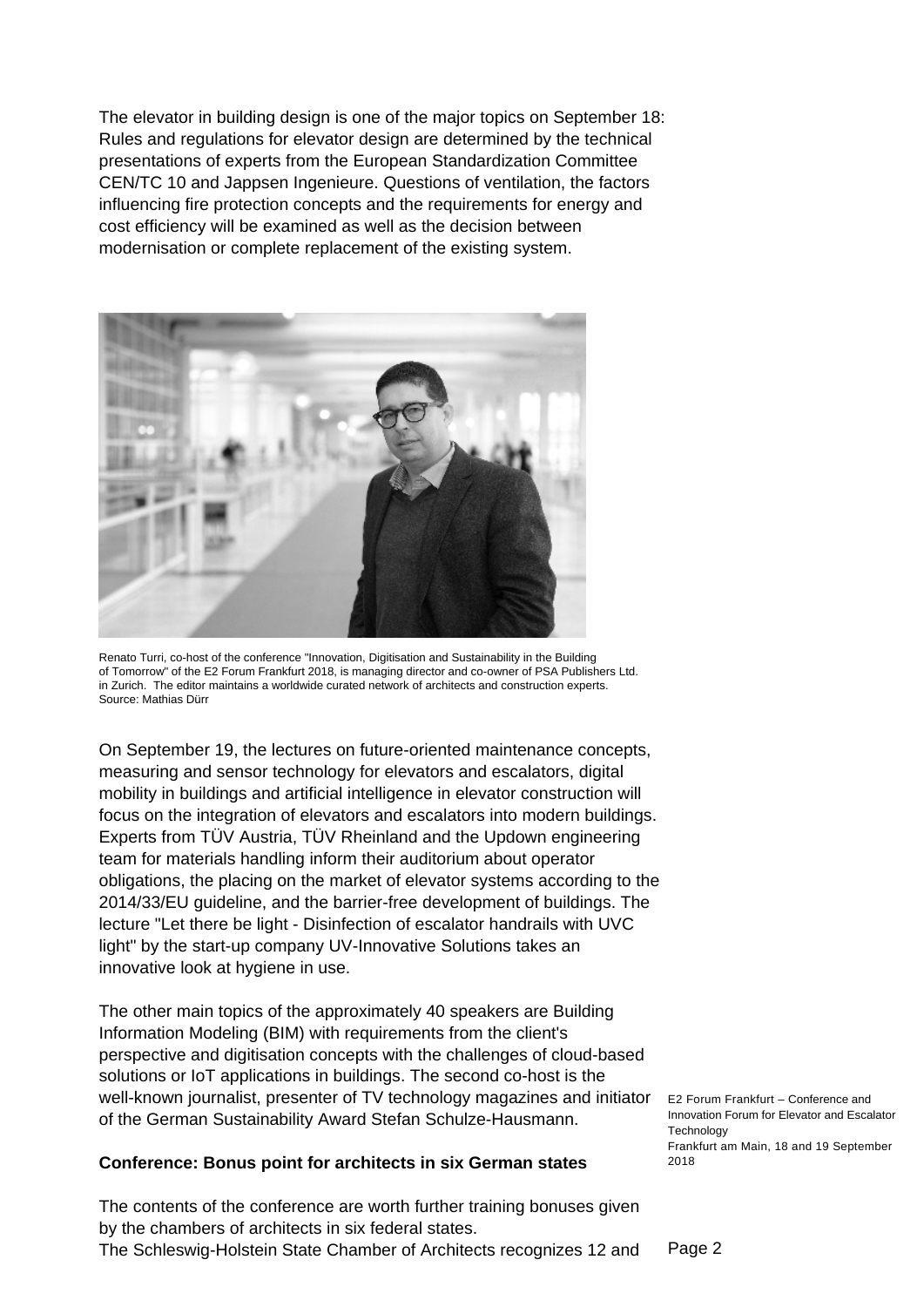The elevator in building design is one of the major topics on September 18: Rules and regulations for elevator design are determined by the technical presentations of experts from the European Standardization Committee CEN/TC 10 and Jappsen Ingenieure. Questions of ventilation, the factors influencing fire protection concepts and the requirements for energy and cost efficiency will be examined as well as the decision between modernisation or complete replacement of the existing system.

Renato Turri, co-host of the conference "Innovation, Digitisation and Sustainability in the Building of Tomorrow" of the E2 Forum Frankfurt 2018, is managing director and co-owner of PSA Publishers Ltd. in Zurich. The editor maintains a worldwide curated network of architects and construction experts. Source: Mathias Dürr

On September 19, the lectures on future-oriented maintenance concepts, measuring and sensor technology for elevators and escalators, digital mobility in buildings and artificial intelligence in elevator construction will focus on the integration of elevators and escalators into modern buildings. Experts from TÜV Austria, TÜV Rheinland and the Updown engineering team for materials handling inform their auditorium about operator obligations, the placing on the market of elevator systems according to the 2014/33/EU guideline, and the barrier-free development of buildings. The lecture "Let there be light - Disinfection of escalator handrails with UVC light" by the start-up company UV-Innovative Solutions takes an innovative look at hygiene in use.

The other main topics of the approximately 40 speakers are Building Information Modeling (BIM) with requirements from the client's perspective and digitisation concepts with the challenges of cloud-based solutions or IoT applications in buildings. The second co-host is the well-known journalist, presenter of TV technology magazines and initiator of the German Sustainability Award Stefan Schulze-Hausmann.

**Conference: Bonus point for architects in six German states**

The contents of the conference are worth further training bonuses given by the chambers of architects in six federal states.
The Schleswig-Holstein State Chamber of Architects recognizes 12 and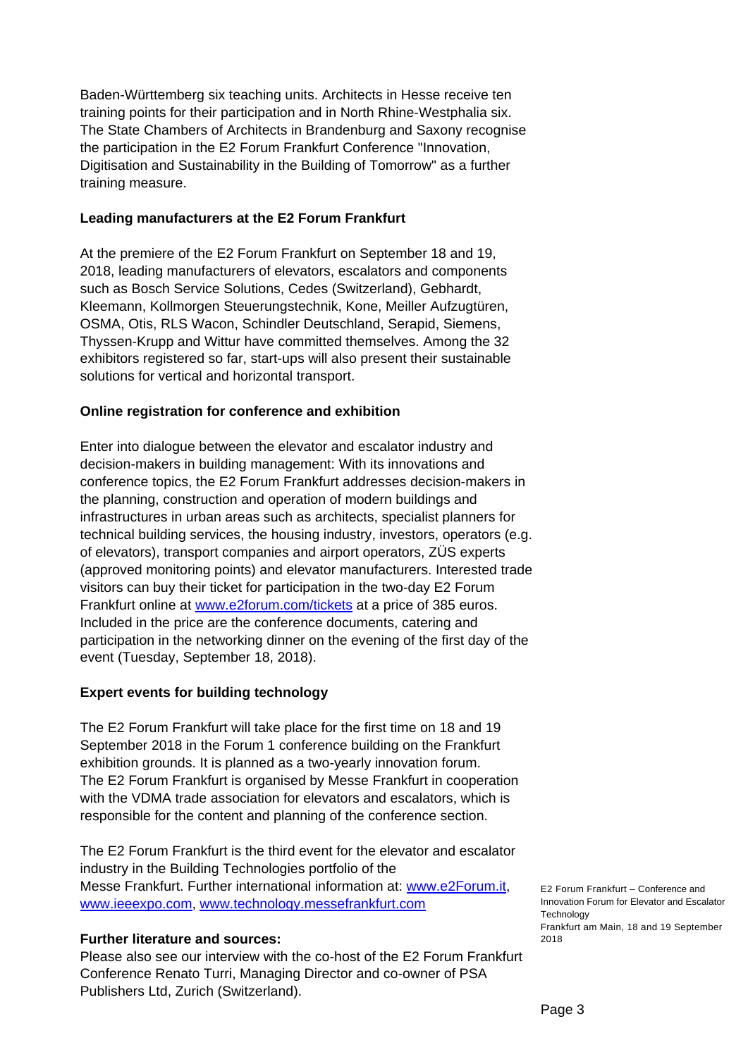Baden-Württemberg six teaching units. Architects in Hesse receive ten training points for their participation and in North Rhine-Westphalia six. The State Chambers of Architects in Brandenburg and Saxony recognise the participation in the E2 Forum Frankfurt Conference "Innovation, Digitisation and Sustainability in the Building of Tomorrow" as a further training measure.

**Leading manufacturers at the E2 Forum Frankfurt**

At the premiere of the E2 Forum Frankfurt on September 18 and 19, 2018, leading manufacturers of elevators, escalators and components such as Bosch Service Solutions, Cedes (Switzerland), Gebhardt, Kleemann, Kollmorgen Steuerungstechnik, Kone, Meiller Aufzugtüren, OSMA, Otis, RLS Wacon, Schindler Deutschland, Serapid, Siemens, Thyssen-Krupp and Wittur have committed themselves. Among the 32 exhibitors registered so far, start-ups will also present their sustainable solutions for vertical and horizontal transport.

**Online registration for conference and exhibition**

Enter into dialogue between the elevator and escalator industry and decision-makers in building management: With its innovations and conference topics, the E2 Forum Frankfurt addresses decision-makers in the planning, construction and operation of modern buildings and infrastructures in urban areas such as architects, specialist planners for technical building services, the housing industry, investors, operators (e.g. of elevators), transport companies and airport operators, ZÜS experts (approved monitoring points) and elevator manufacturers. Interested trade visitors can buy their ticket for participation in the two-day E2 Forum Frankfurt online at [www.e2forum.com/tickets](http://www.e2forum.com/tickets) at a price of 385 euros. Included in the price are the conference documents, catering and participation in the networking dinner on the evening of the first day of the event (Tuesday, September 18, 2018).

**Expert events for building technology**

The E2 Forum Frankfurt will take place for the first time on 18 and 19 September 2018 in the Forum 1 conference building on the Frankfurt exhibition grounds. It is planned as a two-yearly innovation forum. The E2 Forum Frankfurt is organised by Messe Frankfurt in cooperation with the VDMA trade association for elevators and escalators, which is responsible for the content and planning of the conference section.

The E2 Forum Frankfurt is the third event for the elevator and escalator industry in the Building Technologies portfolio of the Messe Frankfurt. Further international information at: [www.e2Forum.it](http://www.e2Forum.it), [www.ieeexpo.com](http://www.ieeexpo.com), [www.technology.messefrankfurt.com](http://www.technology.messefrankfurt.com)

**Further literature and sources:**
Please also see our interview with the co-host of the E2 Forum Frankfurt Conference Renato Turri, Managing Director and co-owner of PSA Publishers Ltd, Zurich (Switzerland).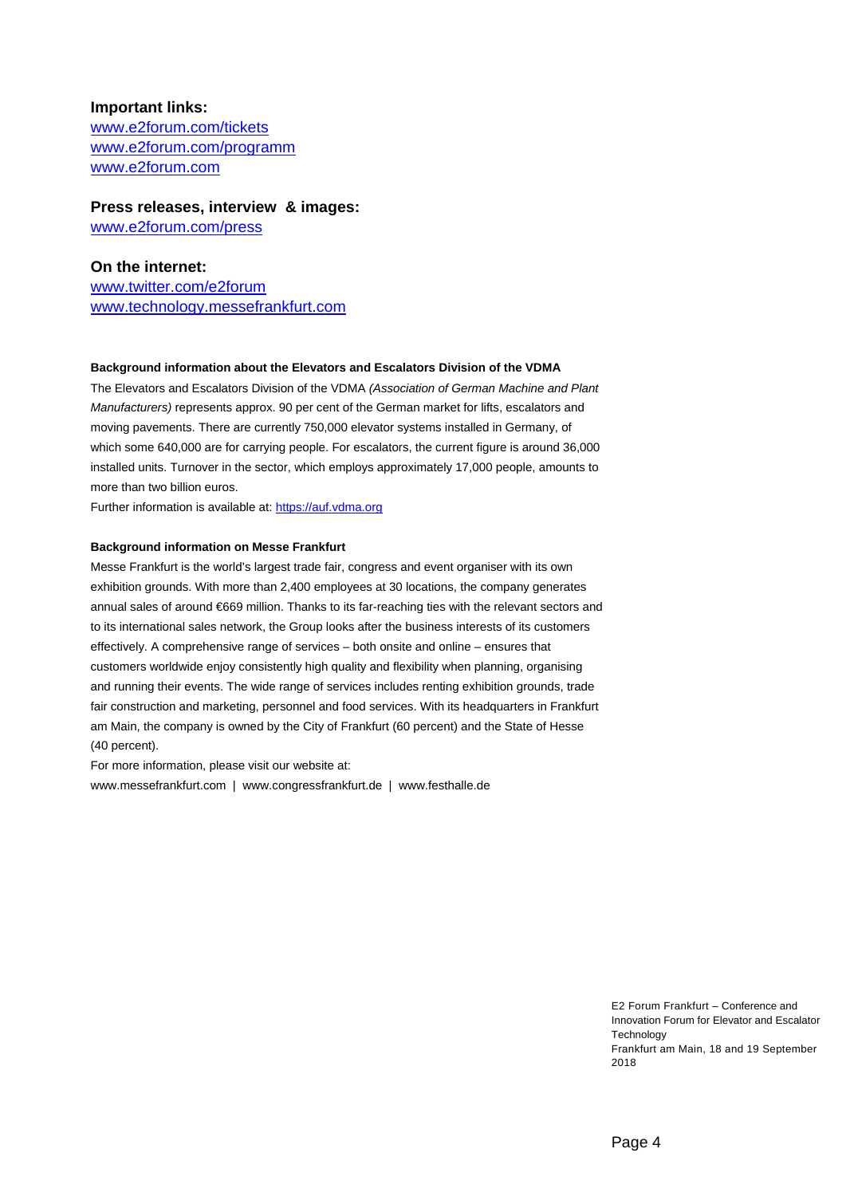**Important links:**
www.e2forum.com/tickets
www.e2forum.com/programm
www.e2forum.com

**Press releases, interview & images:**
www.e2forum.com/press

**On the internet:**
www.twitter.com/e2forum
www.technology.messefrankfurt.com

**Background information about the Elevators and Escalators Division of the VDMA**

The Elevators and Escalators Division of the VDMA *(Association of German Machine and Plant Manufacturers)* represents approx. 90 per cent of the German market for lifts, escalators and moving pavements. There are currently 750,000 elevator systems installed in Germany, of which some 640,000 are for carrying people. For escalators, the current figure is around 36,000 installed units. Turnover in the sector, which employs approximately 17,000 people, amounts to more than two billion euros.

Further information is available at: https://auf.vdma.org

**Background information on Messe Frankfurt**

Messe Frankfurt is the world's largest trade fair, congress and event organiser with its own exhibition grounds. With more than 2,400 employees at 30 locations, the company generates annual sales of around €669 million. Thanks to its far-reaching ties with the relevant sectors and to its international sales network, the Group looks after the business interests of its customers effectively. A comprehensive range of services – both onsite and online – ensures that customers worldwide enjoy consistently high quality and flexibility when planning, organising and running their events. The wide range of services includes renting exhibition grounds, trade fair construction and marketing, personnel and food services. With its headquarters in Frankfurt am Main, the company is owned by the City of Frankfurt (60 percent) and the State of Hesse (40 percent).

For more information, please visit our website at:
www.messefrankfurt.com | www.congressfrankfurt.de | www.festhalle.de